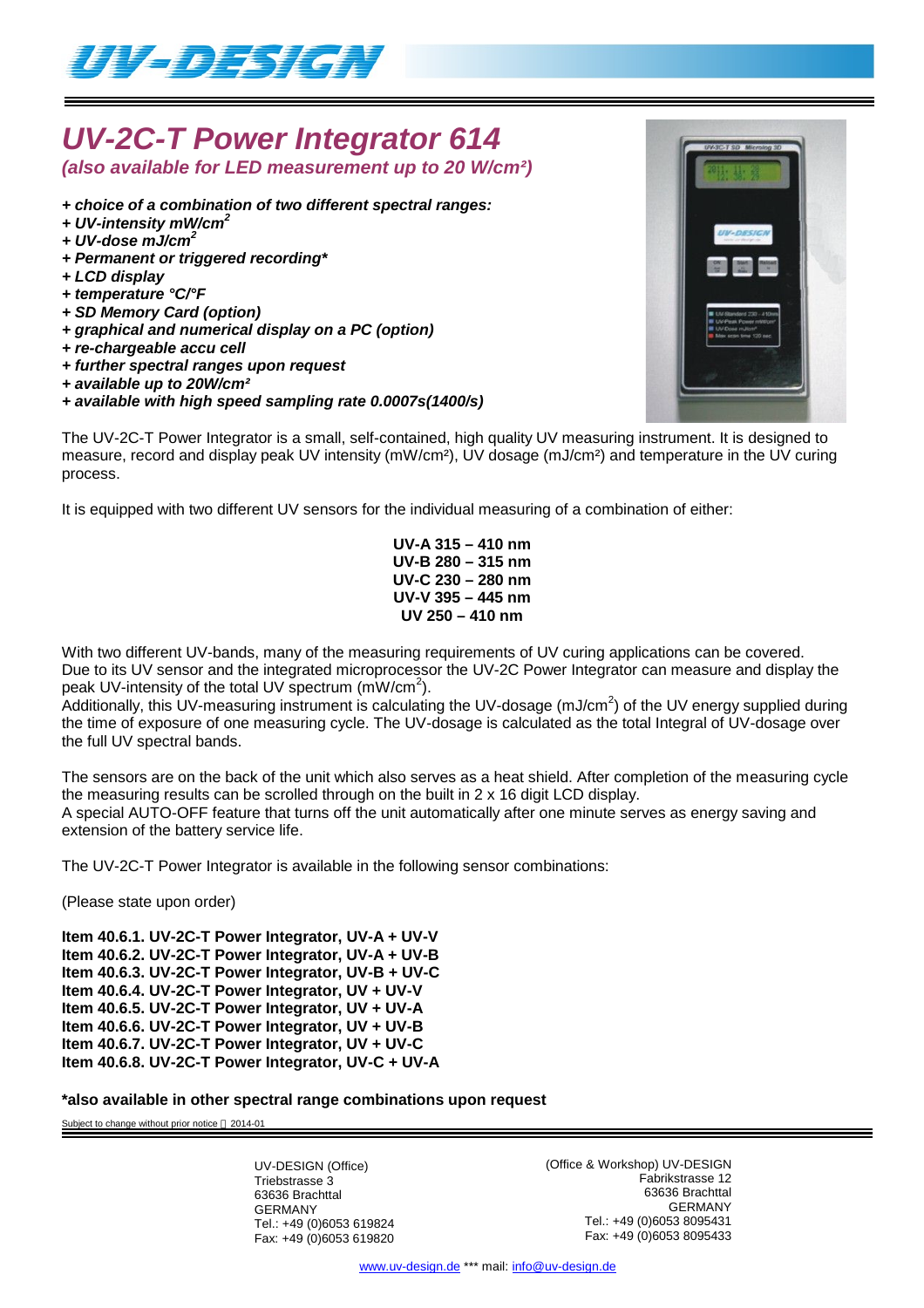UV-DESIGN

# UV-2C-T Power Integrator 614

***(also available for LED measurement up to 20 W/cm²)***

- ***+ choice of a combination of two different spectral ranges:***
- ***+ UV-intensity mW/cm²***
- ***+ UV-dose mJ/cm²***
- ***+ Permanent or triggered recording****
- ***+ LCD display***
- ***+ temperature °C/°F***
- ***+ SD Memory Card (option)***
- ***+ graphical and numerical display on a PC (option)***
- ***+ re-chargeable accu cell***
- ***+ further spectral ranges upon request***
- ***+ available up to 20W/cm²***
- ***+ available with high speed sampling rate 0.0007s(1400/s)***

The UV-2C-T Power Integrator is a small, self-contained, high quality UV measuring instrument. It is designed to measure, record and display peak UV intensity (mW/cm²), UV dosage (mJ/cm²) and temperature in the UV curing process.

It is equipped with two different UV sensors for the individual measuring of a combination of either:

**UV-A 315 – 410 nm**
**UV-B 280 – 315 nm**
**UV-C 230 – 280 nm**
**UV-V 395 – 445 nm**
**UV 250 – 410 nm**

With two different UV-bands, many of the measuring requirements of UV curing applications can be covered.
Due to its UV sensor and the integrated microprocessor the UV-2C Power Integrator can measure and display the peak UV-intensity of the total UV spectrum (mW/cm²).
Additionally, this UV-measuring instrument is calculating the UV-dosage (mJ/cm²) of the UV energy supplied during the time of exposure of one measuring cycle. The UV-dosage is calculated as the total Integral of UV-dosage over the full UV spectral bands.

The sensors are on the back of the unit which also serves as a heat shield. After completion of the measuring cycle the measuring results can be scrolled through on the built in 2 x 16 digit LCD display.
A special AUTO-OFF feature that turns off the unit automatically after one minute serves as energy saving and extension of the battery service life.

The UV-2C-T Power Integrator is available in the following sensor combinations:

(Please state upon order)

**Item 40.6.1. UV-2C-T Power Integrator, UV-A + UV-V**
**Item 40.6.2. UV-2C-T Power Integrator, UV-A + UV-B**
**Item 40.6.3. UV-2C-T Power Integrator, UV-B + UV-C**
**Item 40.6.4. UV-2C-T Power Integrator, UV + UV-V**
**Item 40.6.5. UV-2C-T Power Integrator, UV + UV-A**
**Item 40.6.6. UV-2C-T Power Integrator, UV + UV-B**
**Item 40.6.7. UV-2C-T Power Integrator, UV + UV-C**
**Item 40.6.8. UV-2C-T Power Integrator, UV-C + UV-A**

***also available in other spectral range combinations upon request**

Subject to change without prior notice 2014-01

UV-DESIGN (Office)
Triebstrasse 3
63636 Brachttal
GERMANY
Tel.: +49 (0)6053 619824
Fax: +49 (0)6053 619820

(Office & Workshop) UV-DESIGN
Fabrikstrasse 12
63636 Brachttal
GERMANY
Tel.: +49 (0)6053 8095431
Fax: +49 (0)6053 8095433

www.uv-design.de *** mail: info@uv-design.de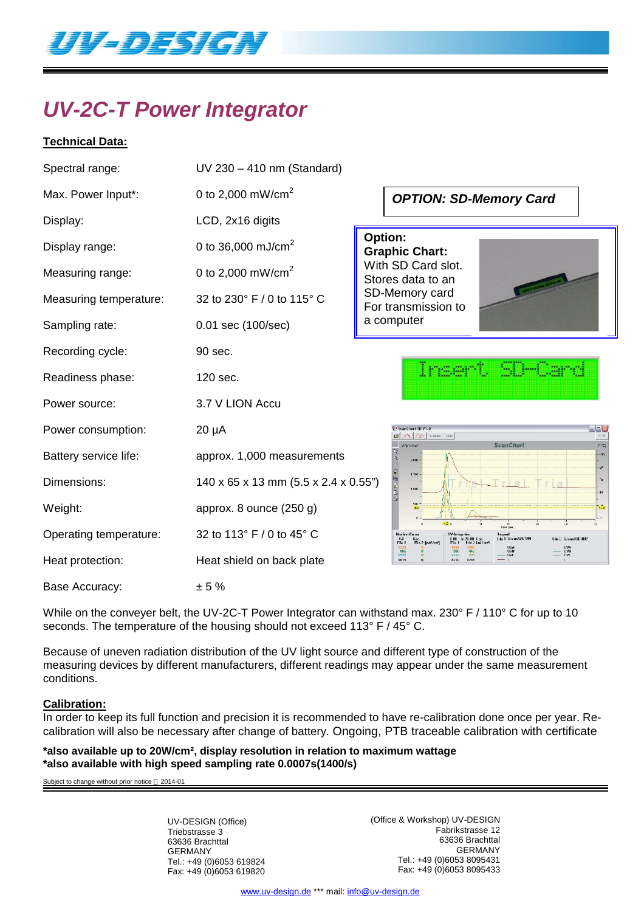# UV-2C-T Power Integrator

**Technical Data:**

| | |
|---|---|
| Spectral range: | UV 230 – 410 nm (Standard) |
| Max. Power Input*: | 0 to 2,000 mW/cm² |
| Display: | LCD, 2x16 digits |
| Display range: | 0 to 36,000 mJ/cm² |
| Measuring range: | 0 to 2,000 mW/cm² |
| Measuring temperature: | 32 to 230° F / 0 to 115° C |
| Sampling rate: | 0.01 sec (100/sec) |
| Recording cycle: | 90 sec. |
| Readiness phase: | 120 sec. |
| Power source: | 3.7 V LION Accu |
| Power consumption: | 20 µA |
| Battery service life: | approx. 1,000 measurements |
| Dimensions: | 140 x 65 x 13 mm (5.5 x 2.4 x 0.55") |
| Weight: | approx. 8 ounce (250 g) |
| Operating temperature: | 32 to 113° F / 0 to 45° C |
| Heat protection: | Heat shield on back plate |
| Base Accuracy: | ± 5 % |

***OPTION: SD-Memory Card***

**Option:**
**Graphic Chart:**
With SD Card slot.
Stores data to an SD-Memory card For transmission to a computer

Insert SD-Card

While on the conveyer belt, the UV-2C-T Power Integrator can withstand max. 230° F / 110° C for up to 10 seconds. The temperature of the housing should not exceed 113° F / 45° C.

Because of uneven radiation distribution of the UV light source and different type of construction of the measuring devices by different manufacturers, different readings may appear under the same measurement conditions.

**Calibration:**

In order to keep its full function and precision it is recommended to have re-calibration done once per year. Re-calibration will also be necessary after change of battery. Ongoing, PTB traceable calibration with certificate

**\*also available up to 20W/cm², display resolution in relation to maximum wattage**
**\*also available with high speed sampling rate 0.0007s(1400/s)**

Subject to change without prior notice 2014-01

UV-DESIGN (Office)
Triebstrasse 3
63636 Brachttal
GERMANY
Tel.: +49 (0)6053 619824
Fax: +49 (0)6053 619820

(Office & Workshop) UV-DESIGN
Fabrikstrasse 12
63636 Brachttal
GERMANY
Tel.: +49 (0)6053 8095431
Fax: +49 (0)6053 8095433

www.uv-design.de *** mail: info@uv-design.de